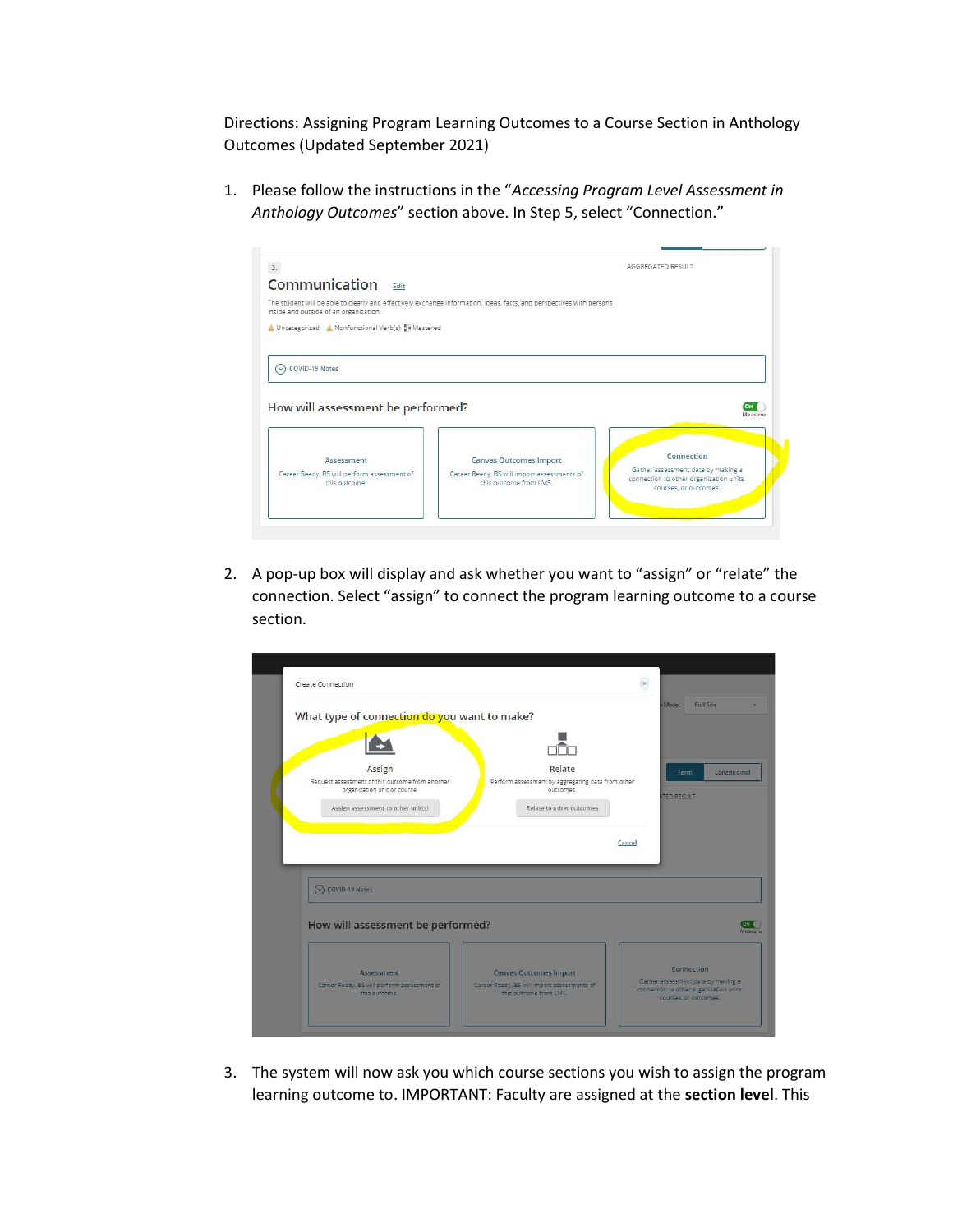Directions: Assigning Program Learning Outcomes to a Course Section in Anthology Outcomes (Updated September 2021)

1. Please follow the instructions in the "*Accessing Program Level Assessment in Anthology Outcomes*" section above. In Step 5, select "Connection."

2. A pop-up box will display and ask whether you want to "assign" or "relate" the connection. Select "assign" to connect the program learning outcome to a course section.

3. The system will now ask you which course sections you wish to assign the program learning outcome to. IMPORTANT: Faculty are assigned at the **section level**. This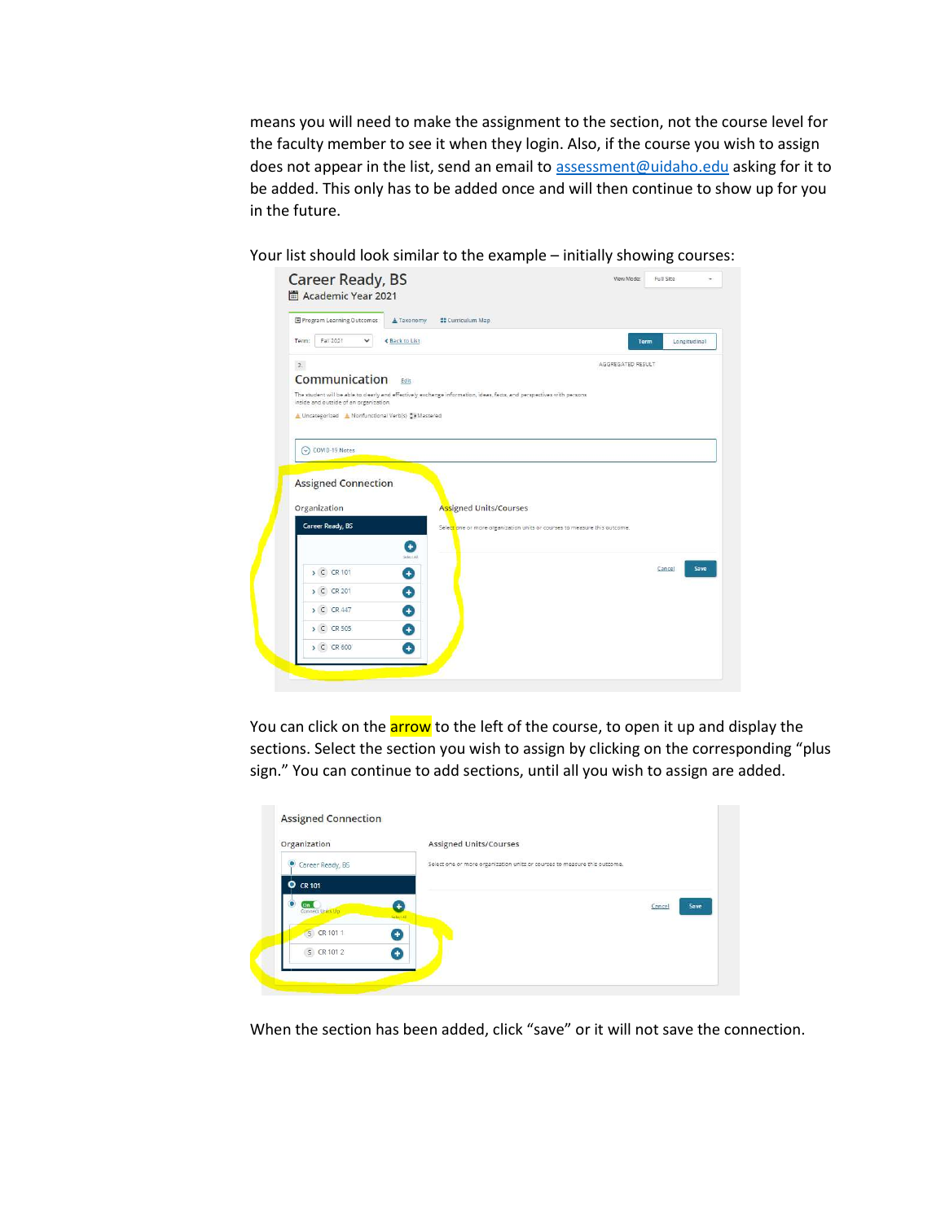means you will need to make the assignment to the section, not the course level for the faculty member to see it when they login. Also, if the course you wish to assign does not appear in the list, send an email to assessment@uidaho.edu asking for it to be added. This only has to be added once and will then continue to show up for you in the future.

Your list should look similar to the example – initially showing courses:

You can click on the arrow to the left of the course, to open it up and display the sections. Select the section you wish to assign by clicking on the corresponding "plus sign." You can continue to add sections, until all you wish to assign are added.

When the section has been added, click "save" or it will not save the connection.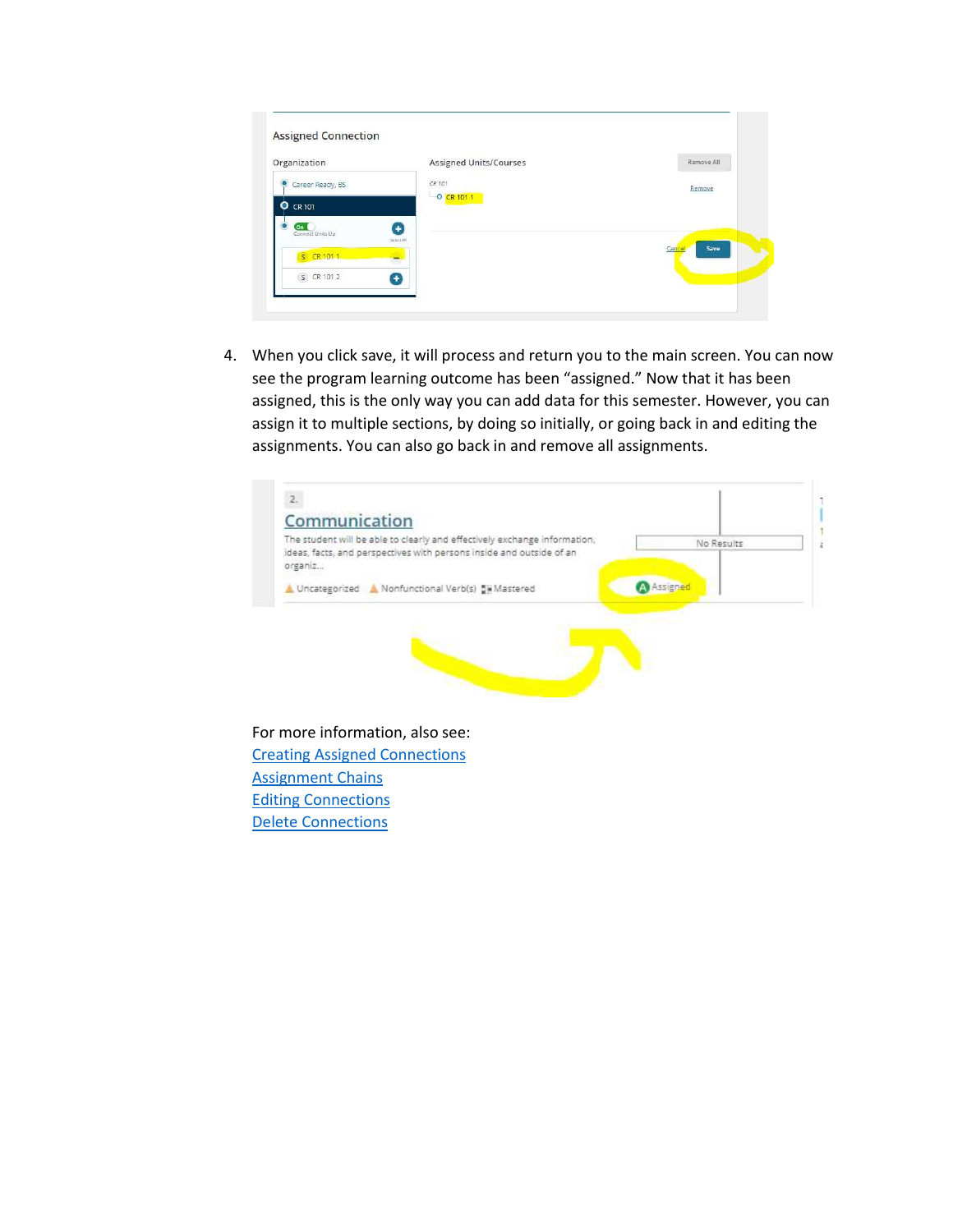4. When you click save, it will process and return you to the main screen. You can now see the program learning outcome has been “assigned.” Now that it has been assigned, this is the only way you can add data for this semester. However, you can assign it to multiple sections, by doing so initially, or going back in and editing the assignments. You can also go back in and remove all assignments.

For more information, also see:
[Creating Assigned Connections]()
[Assignment Chains]()
[Editing Connections]()
[Delete Connections]()